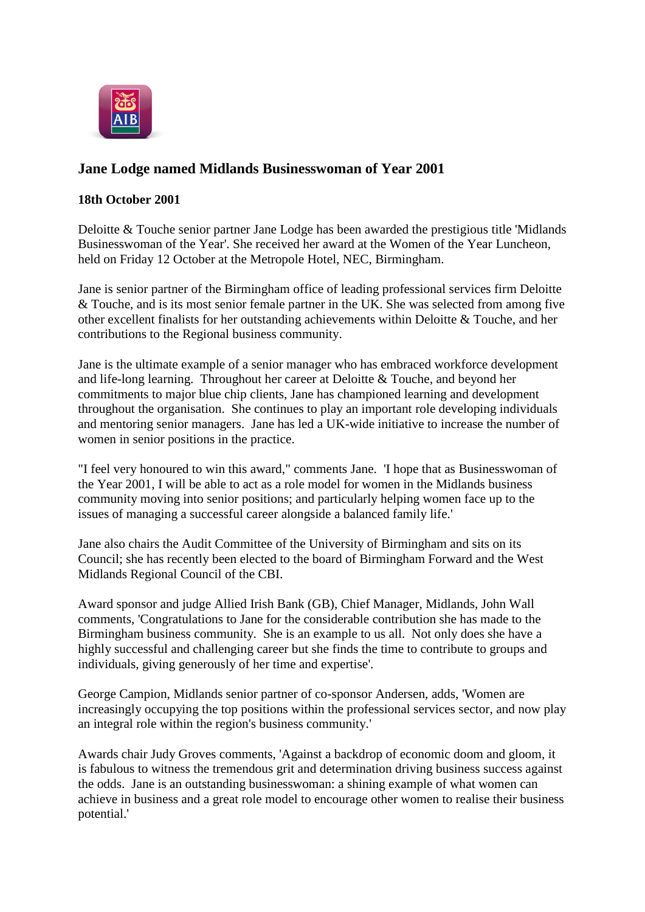## Jane Lodge named Midlands Businesswoman of Year 2001

**18th October 2001**

Deloitte & Touche senior partner Jane Lodge has been awarded the prestigious title 'Midlands Businesswoman of the Year'. She received her award at the Women of the Year Luncheon, held on Friday 12 October at the Metropole Hotel, NEC, Birmingham.

Jane is senior partner of the Birmingham office of leading professional services firm Deloitte & Touche, and is its most senior female partner in the UK. She was selected from among five other excellent finalists for her outstanding achievements within Deloitte & Touche, and her contributions to the Regional business community.

Jane is the ultimate example of a senior manager who has embraced workforce development and life-long learning. Throughout her career at Deloitte & Touche, and beyond her commitments to major blue chip clients, Jane has championed learning and development throughout the organisation. She continues to play an important role developing individuals and mentoring senior managers. Jane has led a UK-wide initiative to increase the number of women in senior positions in the practice.

"I feel very honoured to win this award," comments Jane. 'I hope that as Businesswoman of the Year 2001, I will be able to act as a role model for women in the Midlands business community moving into senior positions; and particularly helping women face up to the issues of managing a successful career alongside a balanced family life.'

Jane also chairs the Audit Committee of the University of Birmingham and sits on its Council; she has recently been elected to the board of Birmingham Forward and the West Midlands Regional Council of the CBI.

Award sponsor and judge Allied Irish Bank (GB), Chief Manager, Midlands, John Wall comments, 'Congratulations to Jane for the considerable contribution she has made to the Birmingham business community. She is an example to us all. Not only does she have a highly successful and challenging career but she finds the time to contribute to groups and individuals, giving generously of her time and expertise'.

George Campion, Midlands senior partner of co-sponsor Andersen, adds, 'Women are increasingly occupying the top positions within the professional services sector, and now play an integral role within the region's business community.'

Awards chair Judy Groves comments, 'Against a backdrop of economic doom and gloom, it is fabulous to witness the tremendous grit and determination driving business success against the odds. Jane is an outstanding businesswoman: a shining example of what women can achieve in business and a great role model to encourage other women to realise their business potential.'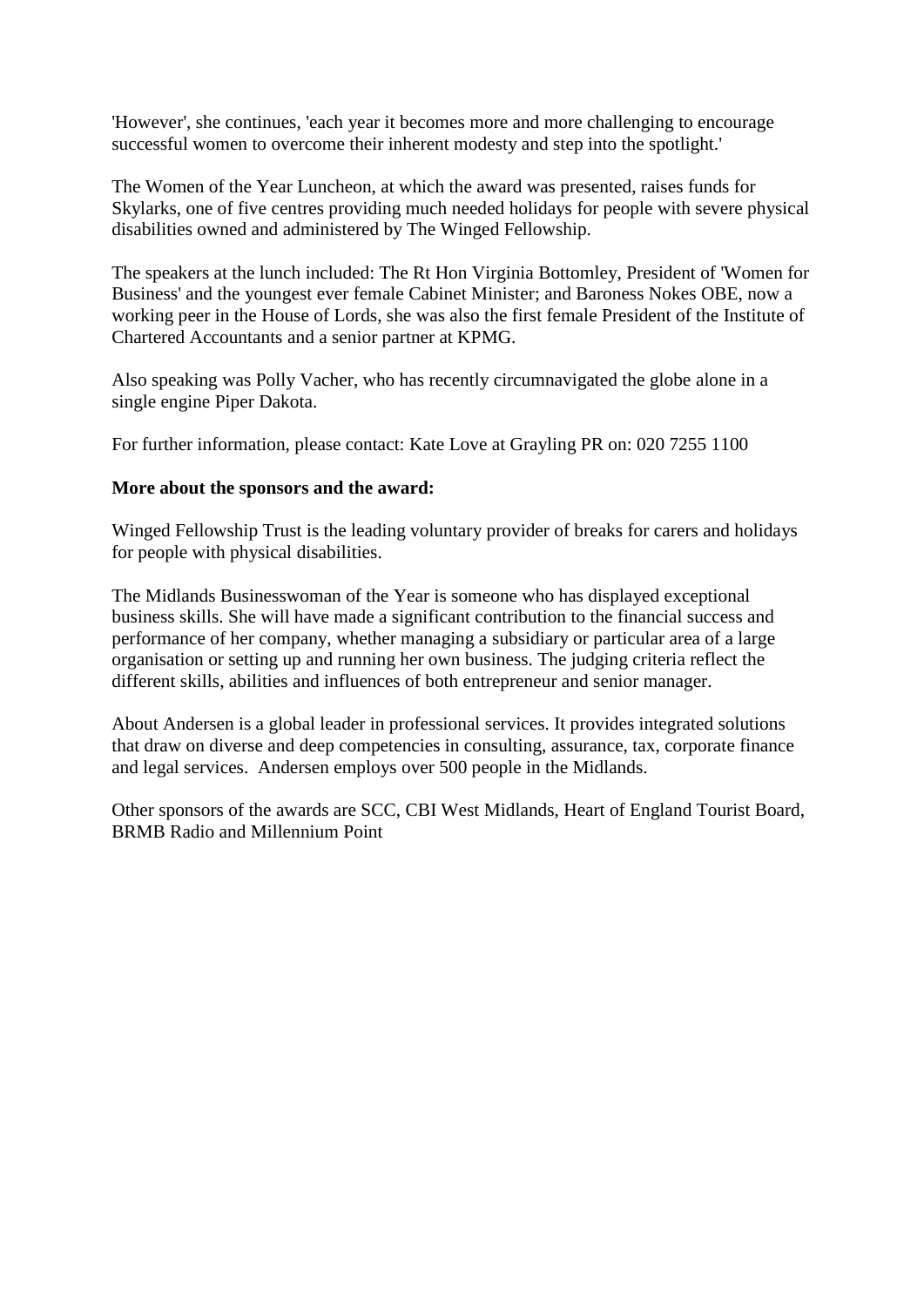'However', she continues, 'each year it becomes more and more challenging to encourage successful women to overcome their inherent modesty and step into the spotlight.'

The Women of the Year Luncheon, at which the award was presented, raises funds for Skylarks, one of five centres providing much needed holidays for people with severe physical disabilities owned and administered by The Winged Fellowship.

The speakers at the lunch included: The Rt Hon Virginia Bottomley, President of 'Women for Business' and the youngest ever female Cabinet Minister; and Baroness Nokes OBE, now a working peer in the House of Lords, she was also the first female President of the Institute of Chartered Accountants and a senior partner at KPMG.

Also speaking was Polly Vacher, who has recently circumnavigated the globe alone in a single engine Piper Dakota.

For further information, please contact: Kate Love at Grayling PR on: 020 7255 1100

**More about the sponsors and the award:**

Winged Fellowship Trust is the leading voluntary provider of breaks for carers and holidays for people with physical disabilities.

The Midlands Businesswoman of the Year is someone who has displayed exceptional business skills. She will have made a significant contribution to the financial success and performance of her company, whether managing a subsidiary or particular area of a large organisation or setting up and running her own business. The judging criteria reflect the different skills, abilities and influences of both entrepreneur and senior manager.

About Andersen is a global leader in professional services. It provides integrated solutions that draw on diverse and deep competencies in consulting, assurance, tax, corporate finance and legal services. Andersen employs over 500 people in the Midlands.

Other sponsors of the awards are SCC, CBI West Midlands, Heart of England Tourist Board, BRMB Radio and Millennium Point